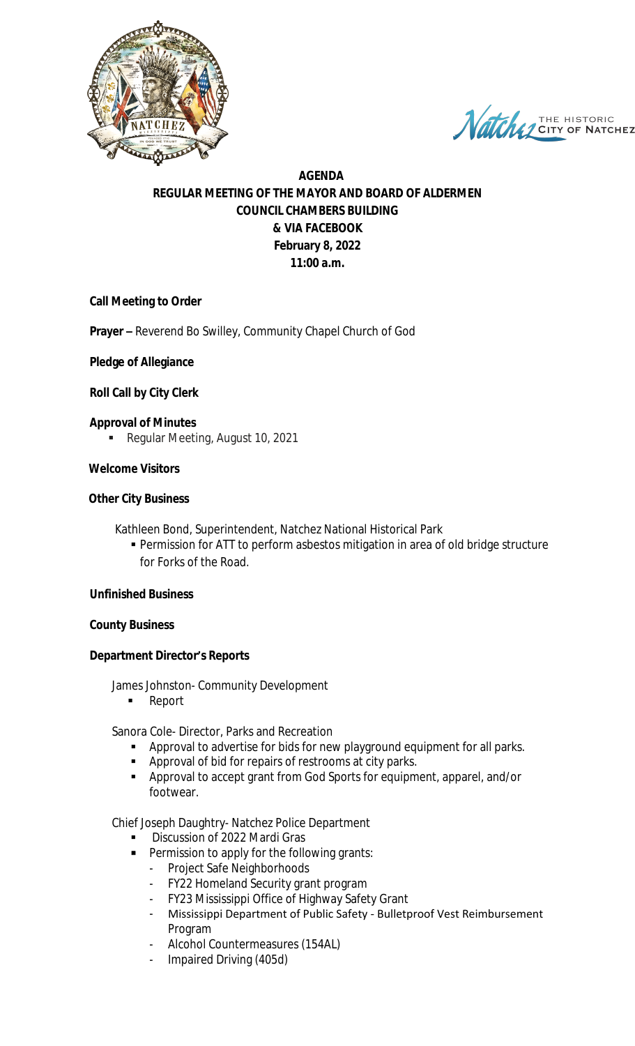**AGENDA**
**REGULAR MEETING OF THE MAYOR AND BOARD OF ALDERMEN**
**COUNCIL CHAMBERS BUILDING**
**& VIA FACEBOOK**
**February 8, 2022**
**11:00 a.m.**

**Call Meeting to Order**

**Prayer –** Reverend Bo Swilley, Community Chapel Church of God

**Pledge of Allegiance**

**Roll Call by City Clerk**

**Approval of Minutes**

- Regular Meeting, August 10, 2021

**Welcome Visitors**

**Other City Business**

Kathleen Bond, Superintendent, Natchez National Historical Park

- Permission for ATT to perform asbestos mitigation in area of old bridge structure for Forks of the Road.

**Unfinished Business**

**County Business**

**Department Director's Reports**

James Johnston- Community Development

- Report

Sanora Cole- Director, Parks and Recreation

- Approval to advertise for bids for new playground equipment for all parks.
- Approval of bid for repairs of restrooms at city parks.
- Approval to accept grant from God Sports for equipment, apparel, and/or footwear.

Chief Joseph Daughtry- Natchez Police Department

- Discussion of 2022 Mardi Gras
- Permission to apply for the following grants:
  - Project Safe Neighborhoods
  - FY22 Homeland Security grant program
  - FY23 Mississippi Office of Highway Safety Grant
  - Mississippi Department of Public Safety - Bulletproof Vest Reimbursement Program
  - Alcohol Countermeasures (154AL)
  - Impaired Driving (405d)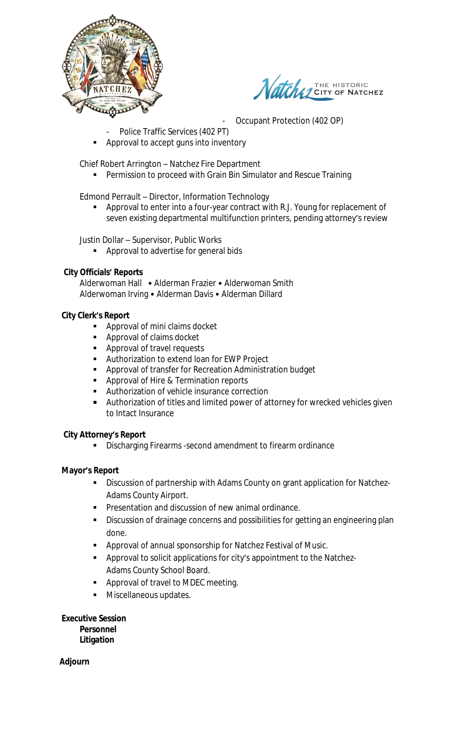- Occupant Protection (402 OP)
- Police Traffic Services (402 PT)
- Approval to accept guns into inventory

Chief Robert Arrington – Natchez Fire Department
- Permission to proceed with Grain Bin Simulator and Rescue Training

Edmond Perrault – Director, Information Technology
- Approval to enter into a four-year contract with R.J. Young for replacement of seven existing departmental multifunction printers, pending attorney's review

Justin Dollar – Supervisor, Public Works
- Approval to advertise for general bids

**City Officials' Reports**

Alderwoman Hall • Alderman Frazier • Alderwoman Smith
Alderwoman Irving • Alderman Davis • Alderman Dillard

**City Clerk's Report**

- Approval of mini claims docket
- Approval of claims docket
- Approval of travel requests
- Authorization to extend loan for EWP Project
- Approval of transfer for Recreation Administration budget
- Approval of Hire & Termination reports
- Authorization of vehicle insurance correction
- Authorization of titles and limited power of attorney for wrecked vehicles given to Intact Insurance

**City Attorney's Report**

- Discharging Firearms -second amendment to firearm ordinance

**Mayor's Report**

- Discussion of partnership with Adams County on grant application for Natchez-Adams County Airport.
- Presentation and discussion of new animal ordinance.
- Discussion of drainage concerns and possibilities for getting an engineering plan done.
- Approval of annual sponsorship for Natchez Festival of Music.
- Approval to solicit applications for city's appointment to the Natchez-Adams County School Board.
- Approval of travel to MDEC meeting.
- Miscellaneous updates.

**Executive Session**

**Personnel**
**Litigation**

**Adjourn**